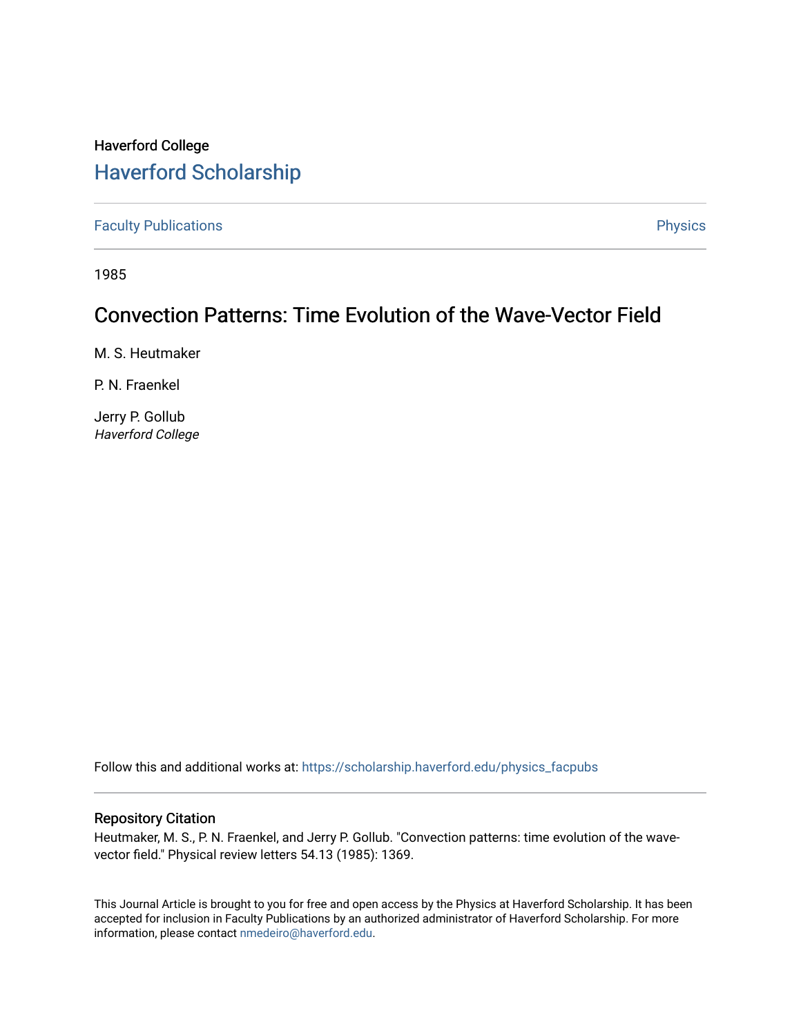Haverford College

# Haverford Scholarship

Faculty Publications

Physics

1985

## Convection Patterns: Time Evolution of the Wave-Vector Field

M. S. Heutmaker

P. N. Fraenkel

Jerry P. Gollub

*Haverford College*

Follow this and additional works at: https://scholarship.haverford.edu/physics_facpubs

### Repository Citation

Heutmaker, M. S., P. N. Fraenkel, and Jerry P. Gollub. "Convection patterns: time evolution of the wave-vector field." Physical review letters 54.13 (1985): 1369.

This Journal Article is brought to you for free and open access by the Physics at Haverford Scholarship. It has been accepted for inclusion in Faculty Publications by an authorized administrator of Haverford Scholarship. For more information, please contact nmedeiro@haverford.edu.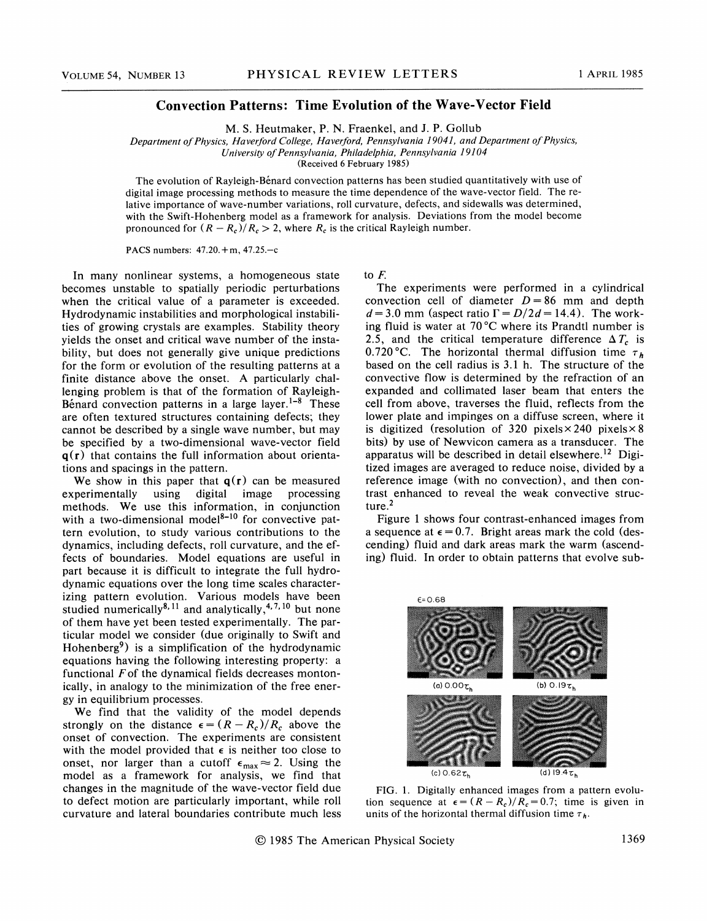# Convection Patterns: Time Evolution of the Wave-Vector Field

M. S. Heutmaker, P. N. Fraenkel, and J. P. Gollub

*Department of Physics, Haverford College, Haverford, Pennsylvania 19041, and Department of Physics, University of Pennsylvania, Philadelphia, Pennsylvania 19104*

(Received 6 February 1985)

The evolution of Rayleigh-Bénard convection patterns has been studied quantitatively with use of digital image processing methods to measure the time dependence of the wave-vector field. The relative importance of wave-number variations, roll curvature, defects, and sidewalls was determined, with the Swift-Hohenberg model as a framework for analysis. Deviations from the model become pronounced for $(R - R_c)/R_c > 2$, where $R_c$ is the critical Rayleigh number.

PACS numbers: 47.20.+m, 47.25.−c

In many nonlinear systems, a homogeneous state becomes unstable to spatially periodic perturbations when the critical value of a parameter is exceeded. Hydrodynamic instabilities and morphological instabilities of growing crystals are examples. Stability theory yields the onset and critical wave number of the instability, but does not generally give unique predictions for the form or evolution of the resulting patterns at a finite distance above the onset. A particularly challenging problem is that of the formation of Rayleigh-Bénard convection patterns in a large layer.[1–8] These are often textured structures containing defects; they cannot be described by a single wave number, but may be specified by a two-dimensional wave-vector field $\mathbf{q}(\mathbf{r})$ that contains the full information about orientations and spacings in the pattern.

We show in this paper that $\mathbf{q}(\mathbf{r})$ can be measured experimentally using digital image processing methods. We use this information, in conjunction with a two-dimensional model[8–10] for convective pattern evolution, to study various contributions to the dynamics, including defects, roll curvature, and the effects of boundaries. Model equations are useful in part because it is difficult to integrate the full hydrodynamic equations over the long time scales characterizing pattern evolution. Various models have been studied numerically[8,11] and analytically,[4,7,10] but none of them have yet been tested experimentally. The particular model we consider (due originally to Swift and Hohenberg[9]) is a simplification of the hydrodynamic equations having the following interesting property: a functional $F$ of the dynamical fields decreases monotonically, in analogy to the minimization of the free energy in equilibrium processes.

We find that the validity of the model depends strongly on the distance $\epsilon = (R - R_c)/R_c$ above the onset of convection. The experiments are consistent with the model provided that $\epsilon$ is neither too close to onset, nor larger than a cutoff $\epsilon_{max} \approx 2$. Using the model as a framework for analysis, we find that changes in the magnitude of the wave-vector field due to defect motion are particularly important, while roll curvature and lateral boundaries contribute much less to $F$.

The experiments were performed in a cylindrical convection cell of diameter $D = 86$ mm and depth $d = 3.0$ mm (aspect ratio $\Gamma = D/2d = 14.4$). The working fluid is water at 70 °C where its Prandtl number is 2.5, and the critical temperature difference $\Delta T_c$ is 0.720 °C. The horizontal thermal diffusion time $\tau_h$ based on the cell radius is 3.1 h. The structure of the convective flow is determined by the refraction of an expanded and collimated laser beam that enters the cell from above, traverses the fluid, reflects from the lower plate and impinges on a diffuse screen, where it is digitized (resolution of 320 pixels × 240 pixels × 8 bits) by use of Newvicon camera as a transducer. The apparatus will be described in detail elsewhere.[12] Digitized images are averaged to reduce noise, divided by a reference image (with no convection), and then contrast enhanced to reveal the weak convective structure.[2]

Figure 1 shows four contrast-enhanced images from a sequence at $\epsilon = 0.7$. Bright areas mark the cold (descending) fluid and dark areas mark the warm (ascending) fluid. In order to obtain patterns that evolve sub-

FIG. 1. Digitally enhanced images from a pattern evolution sequence at $\epsilon = (R - R_c)/R_c = 0.7$; time is given in units of the horizontal thermal diffusion time $\tau_h$.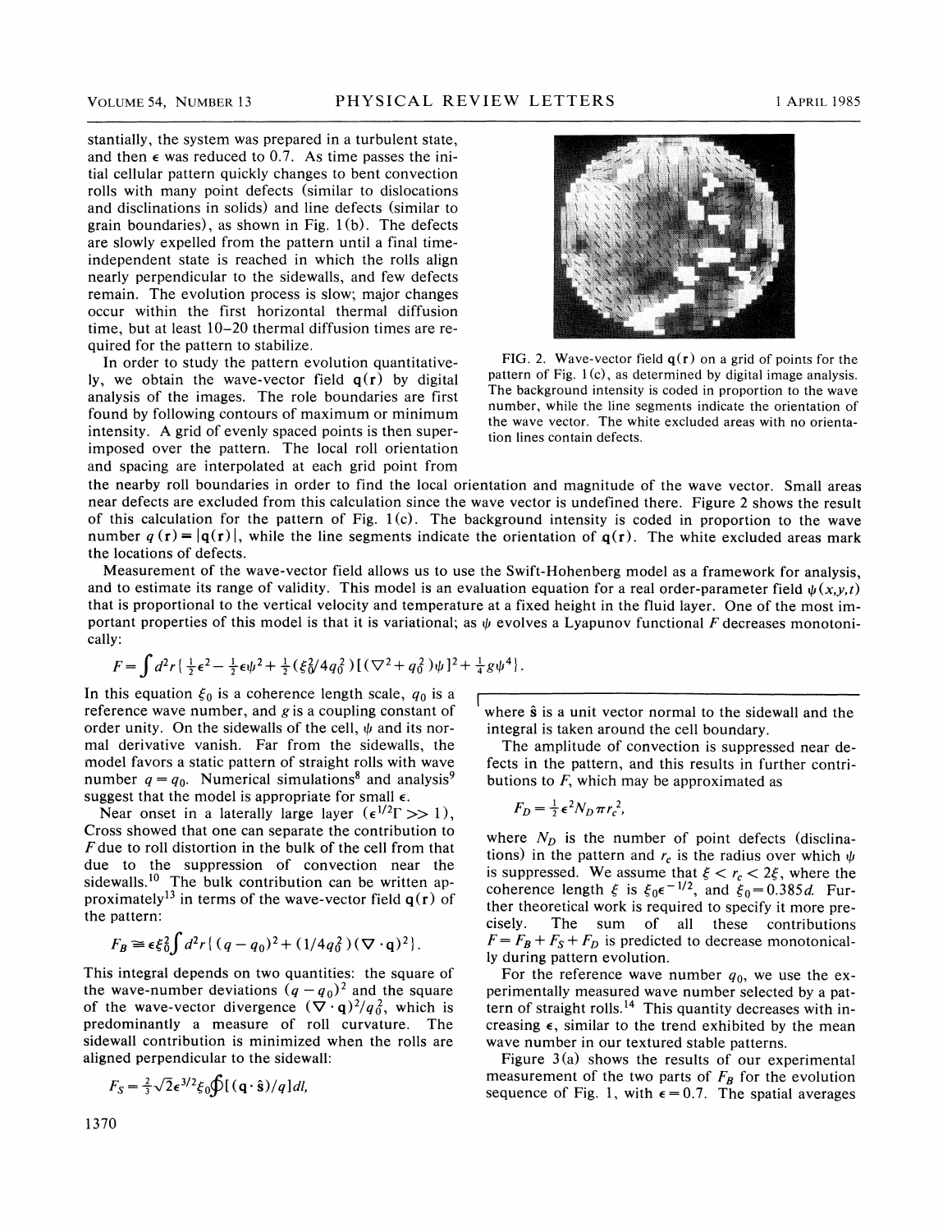stantially, the system was prepared in a turbulent state, and then $\epsilon$ was reduced to 0.7. As time passes the initial cellular pattern quickly changes to bent convection rolls with many point defects (similar to dislocations and disclinations in solids) and line defects (similar to grain boundaries), as shown in Fig. 1(b). The defects are slowly expelled from the pattern until a final time-independent state is reached in which the rolls align nearly perpendicular to the sidewalls, and few defects remain. The evolution process is slow; major changes occur within the first horizontal thermal diffusion time, but at least 10–20 thermal diffusion times are required for the pattern to stabilize.

In order to study the pattern evolution quantitatively, we obtain the wave-vector field $\mathbf{q}(\mathbf{r})$ by digital analysis of the images. The role boundaries are first found by following contours of maximum or minimum intensity. A grid of evenly spaced points is then superimposed over the pattern. The local roll orientation and spacing are interpolated at each grid point from the nearby roll boundaries in order to find the local orientation and magnitude of the wave vector. Small areas near defects are excluded from this calculation since the wave vector is undefined there. Figure 2 shows the result of this calculation for the pattern of Fig. 1(c). The background intensity is coded in proportion to the wave number $q(\mathbf{r}) = |\mathbf{q}(\mathbf{r})|$, while the line segments indicate the orientation of $\mathbf{q}(\mathbf{r})$. The white excluded areas mark the locations of defects.

FIG. 2. Wave-vector field $\mathbf{q}(\mathbf{r})$ on a grid of points for the pattern of Fig. 1(c), as determined by digital image analysis. The background intensity is coded in proportion to the wave number, while the line segments indicate the orientation of the wave vector. The white excluded areas with no orientation lines contain defects.

Measurement of the wave-vector field allows us to use the Swift-Hohenberg model as a framework for analysis, and to estimate its range of validity. This model is an evaluation equation for a real order-parameter field $\psi(x,y,t)$ that is proportional to the vertical velocity and temperature at a fixed height in the fluid layer. One of the most important properties of this model is that it is variational; as $\psi$ evolves a Lyapunov functional $F$ decreases monotonically:

$$F = \int d^2r \{ \tfrac{1}{2}\epsilon^2 - \tfrac{1}{2}\epsilon\psi^2 + \tfrac{1}{2}(\xi_0^2/4q_0^2)[(\nabla^2 + q_0^2)\psi]^2 + \tfrac{1}{4}g\psi^4 \}.$$

In this equation $\xi_0$ is a coherence length scale, $q_0$ is a reference wave number, and $g$ is a coupling constant of order unity. On the sidewalls of the cell, $\psi$ and its normal derivative vanish. Far from the sidewalls, the model favors a static pattern of straight rolls with wave number $q = q_0$. Numerical simulations[8] and analysis[9] suggest that the model is appropriate for small $\epsilon$.

Near onset in a laterally large layer ($\epsilon^{1/2}\Gamma \gg 1$), Cross showed that one can separate the contribution to $F$ due to roll distortion in the bulk of the cell from that due to the suppression of convection near the sidewalls.[10] The bulk contribution can be written approximately[13] in terms of the wave-vector field $\mathbf{q}(\mathbf{r})$ of the pattern:

$$F_B \cong \epsilon\xi_0^2 \int d^2r \{ (q - q_0)^2 + (1/4q_0^2)(\nabla \cdot \mathbf{q})^2 \}.$$

This integral depends on two quantities: the square of the wave-number deviations $(q - q_0)^2$ and the square of the wave-vector divergence $(\nabla \cdot \mathbf{q})^2/q_0^2$, which is predominantly a measure of roll curvature. The sidewall contribution is minimized when the rolls are aligned perpendicular to the sidewall:

$$F_S = \tfrac{2}{3}\sqrt{2}\epsilon^{3/2}\xi_0 \oint [(\mathbf{q} \cdot \hat{\mathbf{s}})/q] dl,$$

where $\hat{\mathbf{s}}$ is a unit vector normal to the sidewall and the integral is taken around the cell boundary.

The amplitude of convection is suppressed near defects in the pattern, and this results in further contributions to $F$, which may be approximated as

$$F_D = \tfrac{1}{2}\epsilon^2 N_D \pi r_c^2,$$

where $N_D$ is the number of point defects (disclinations) in the pattern and $r_c$ is the radius over which $\psi$ is suppressed. We assume that $\xi < r_c < 2\xi$, where the coherence length $\xi$ is $\xi_0\epsilon^{-1/2}$, and $\xi_0 = 0.385d$. Further theoretical work is required to specify it more precisely. The sum of all these contributions $F = F_B + F_S + F_D$ is predicted to decrease monotonically during pattern evolution.

For the reference wave number $q_0$, we use the experimentally measured wave number selected by a pattern of straight rolls.[14] This quantity decreases with increasing $\epsilon$, similar to the trend exhibited by the mean wave number in our textured stable patterns.

Figure 3(a) shows the results of our experimental measurement of the two parts of $F_B$ for the evolution sequence of Fig. 1, with $\epsilon = 0.7$. The spatial averages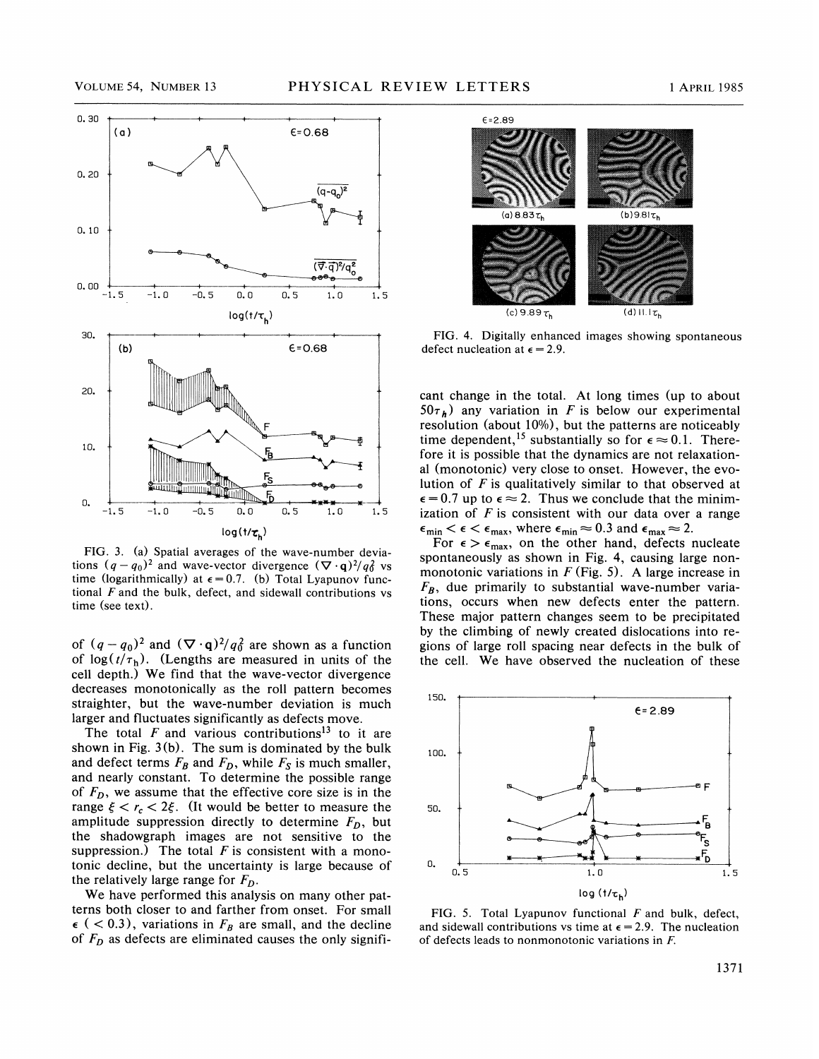FIG. 3. (a) Spatial averages of the wave-number deviations $(q-q_0)^2$ and wave-vector divergence $(\nabla\cdot\mathbf{q})^2/q_0^2$ vs time (logarithmically) at $\epsilon=0.7$. (b) Total Lyapunov functional $F$ and the bulk, defect, and sidewall contributions vs time (see text).

of $(q-q_0)^2$ and $(\nabla\cdot\mathbf{q})^2/q_0^2$ are shown as a function of $\log(t/\tau_h)$. (Lengths are measured in units of the cell depth.) We find that the wave-vector divergence decreases monotonically as the roll pattern becomes straighter, but the wave-number deviation is much larger and fluctuates significantly as defects move.

The total $F$ and various contributions[13] to it are shown in Fig. 3(b). The sum is dominated by the bulk and defect terms $F_B$ and $F_D$, while $F_S$ is much smaller, and nearly constant. To determine the possible range of $F_D$, we assume that the effective core size is in the range $\xi < r_c < 2\xi$. (It would be better to measure the amplitude suppression directly to determine $F_D$, but the shadowgraph images are not sensitive to the suppression.) The total $F$ is consistent with a monotonic decline, but the uncertainty is large because of the relatively large range for $F_D$.

We have performed this analysis on many other patterns both closer to and farther from onset. For small $\epsilon$ ($<0.3$), variations in $F_B$ are small, and the decline of $F_D$ as defects are eliminated causes the only significant change in the total. At long times (up to about $50\tau_h$) any variation in $F$ is below our experimental resolution (about 10%), but the patterns are noticeably time dependent,[15] substantially so for $\epsilon\approx 0.1$. Therefore it is possible that the dynamics are not relaxational (monotonic) very close to onset. However, the evolution of $F$ is qualitatively similar to that observed at $\epsilon=0.7$ up to $\epsilon\approx 2$. Thus we conclude that the minimization of $F$ is consistent with our data over a range $\epsilon_{\min} < \epsilon < \epsilon_{\max}$, where $\epsilon_{\min}\approx 0.3$ and $\epsilon_{\max}\approx 2$.

FIG. 4. Digitally enhanced images showing spontaneous defect nucleation at $\epsilon=2.9$.

For $\epsilon > \epsilon_{\max}$, on the other hand, defects nucleate spontaneously as shown in Fig. 4, causing large nonmonotonic variations in $F$ (Fig. 5). A large increase in $F_B$, due primarily to substantial wave-number variations, occurs when new defects enter the pattern. These major pattern changes seem to be precipitated by the climbing of newly created dislocations into regions of large roll spacing near defects in the bulk of the cell. We have observed the nucleation of these

FIG. 5. Total Lyapunov functional $F$ and bulk, defect, and sidewall contributions vs time at $\epsilon=2.9$. The nucleation of defects leads to nonmonotonic variations in $F$.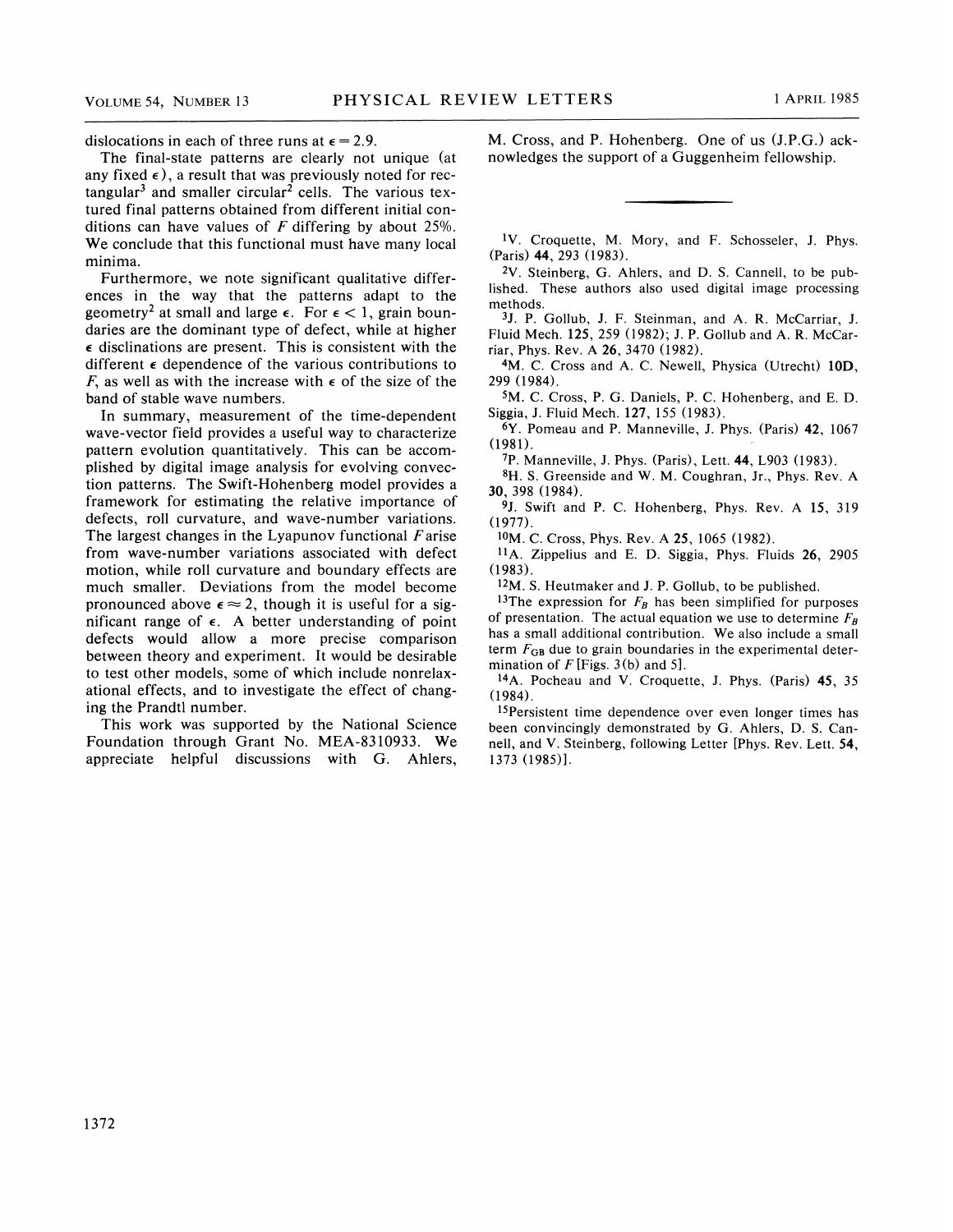dislocations in each of three runs at $\epsilon = 2.9$.

The final-state patterns are clearly not unique (at any fixed $\epsilon$), a result that was previously noted for rectangular[3] and smaller circular[2] cells. The various textured final patterns obtained from different initial conditions can have values of $F$ differing by about 25%. We conclude that this functional must have many local minima.

Furthermore, we note significant qualitative differences in the way that the patterns adapt to the geometry[2] at small and large $\epsilon$. For $\epsilon < 1$, grain boundaries are the dominant type of defect, while at higher $\epsilon$ disclinations are present. This is consistent with the different $\epsilon$ dependence of the various contributions to $F$, as well as with the increase with $\epsilon$ of the size of the band of stable wave numbers.

In summary, measurement of the time-dependent wave-vector field provides a useful way to characterize pattern evolution quantitatively. This can be accomplished by digital image analysis for evolving convection patterns. The Swift-Hohenberg model provides a framework for estimating the relative importance of defects, roll curvature, and wave-number variations. The largest changes in the Lyapunov functional $F$ arise from wave-number variations associated with defect motion, while roll curvature and boundary effects are much smaller. Deviations from the model become pronounced above $\epsilon \approx 2$, though it is useful for a significant range of $\epsilon$. A better understanding of point defects would allow a more precise comparison between theory and experiment. It would be desirable to test other models, some of which include nonrelaxational effects, and to investigate the effect of changing the Prandtl number.

This work was supported by the National Science Foundation through Grant No. MEA-8310933. We appreciate helpful discussions with G. Ahlers, M. Cross, and P. Hohenberg. One of us (J.P.G.) acknowledges the support of a Guggenheim fellowship.

---

[1] V. Croquette, M. Mory, and F. Schosseler, J. Phys. (Paris) **44**, 293 (1983).

[2] V. Steinberg, G. Ahlers, and D. S. Cannell, to be published. These authors also used digital image processing methods.

[3] J. P. Gollub, J. F. Steinman, and A. R. McCarriar, J. Fluid Mech. **125**, 259 (1982); J. P. Gollub and A. R. McCarriar, Phys. Rev. A **26**, 3470 (1982).

[4] M. C. Cross and A. C. Newell, Physica (Utrecht) **10D**, 299 (1984).

[5] M. C. Cross, P. G. Daniels, P. C. Hohenberg, and E. D. Siggia, J. Fluid Mech. **127**, 155 (1983).

[6] Y. Pomeau and P. Manneville, J. Phys. (Paris) **42**, 1067 (1981).

[7] P. Manneville, J. Phys. (Paris), Lett. **44**, L903 (1983).

[8] H. S. Greenside and W. M. Coughran, Jr., Phys. Rev. A **30**, 398 (1984).

[9] J. Swift and P. C. Hohenberg, Phys. Rev. A **15**, 319 (1977).

[10] M. C. Cross, Phys. Rev. A **25**, 1065 (1982).

[11] A. Zippelius and E. D. Siggia, Phys. Fluids **26**, 2905 (1983).

[12] M. S. Heutmaker and J. P. Gollub, to be published.

[13] The expression for $F_B$ has been simplified for purposes of presentation. The actual equation we use to determine $F_B$ has a small additional contribution. We also include a small term $F_{GB}$ due to grain boundaries in the experimental determination of $F$ [Figs. 3(b) and 5].

[14] A. Pocheau and V. Croquette, J. Phys. (Paris) **45**, 35 (1984).

[15] Persistent time dependence over even longer times has been convincingly demonstrated by G. Ahlers, D. S. Cannell, and V. Steinberg, following Letter [Phys. Rev. Lett. **54**, 1373 (1985)].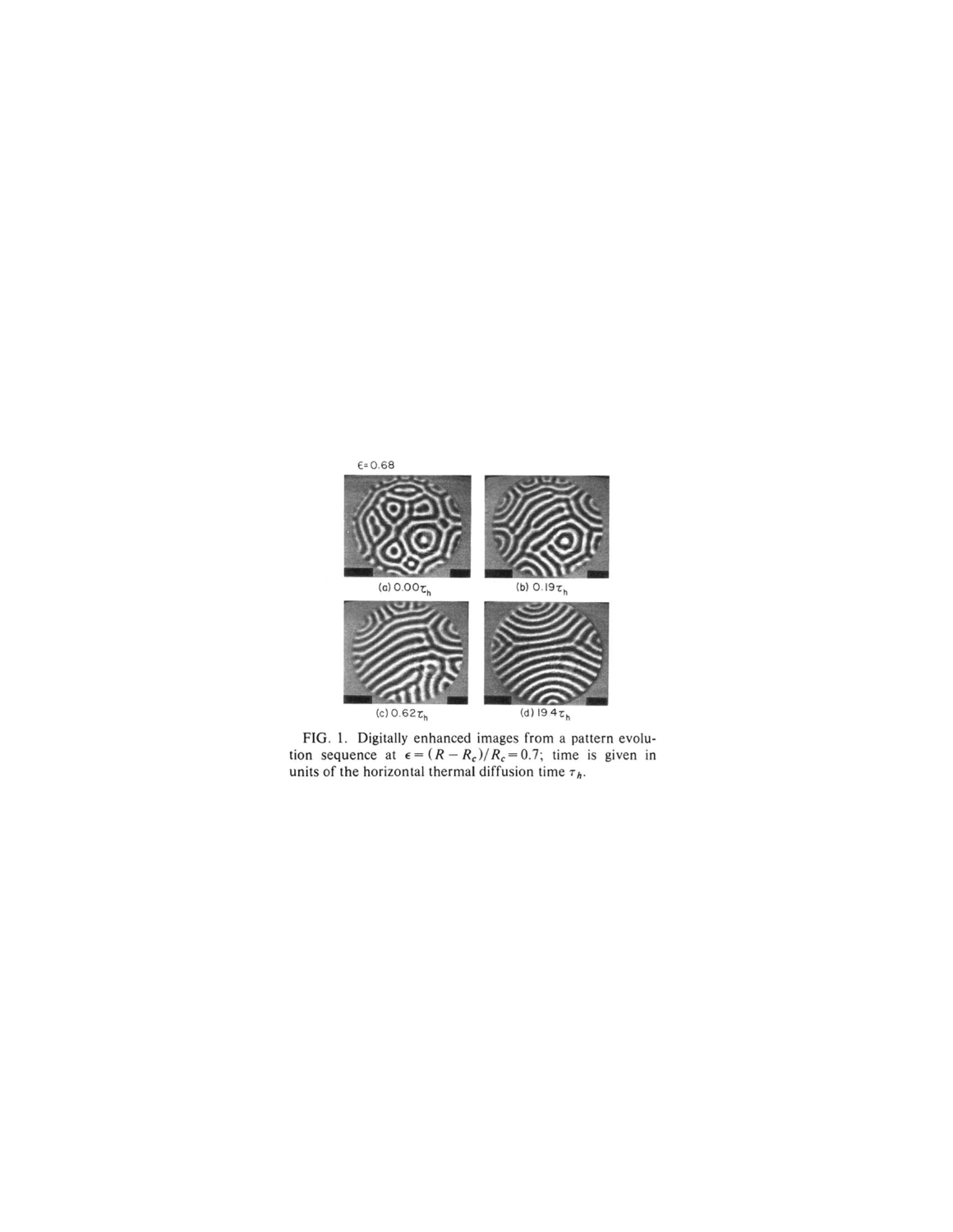FIG. 1. Digitally enhanced images from a pattern evolution sequence at $\epsilon = (R - R_c)/R_c = 0.7$; time is given in units of the horizontal thermal diffusion time $\tau_h$.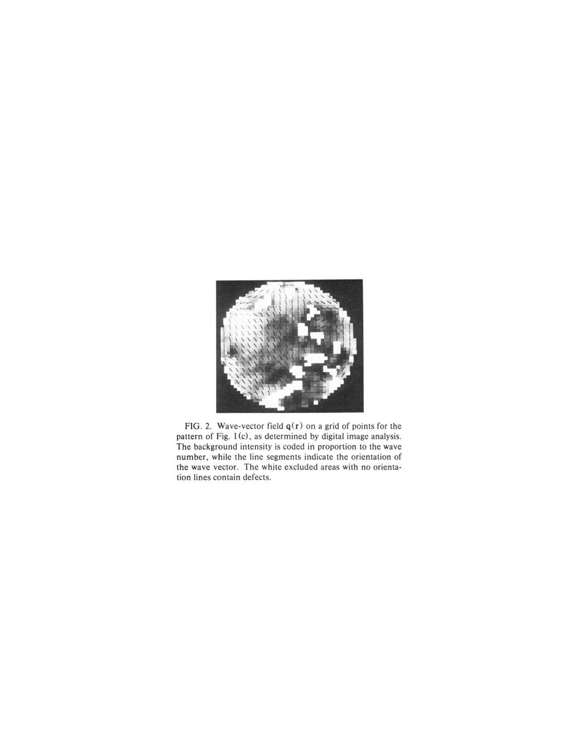FIG. 2. Wave-vector field $\mathbf{q}(\mathbf{r})$ on a grid of points for the pattern of Fig. 1(c), as determined by digital image analysis. The background intensity is coded in proportion to the wave number, while the line segments indicate the orientation of the wave vector. The white excluded areas with no orientation lines contain defects.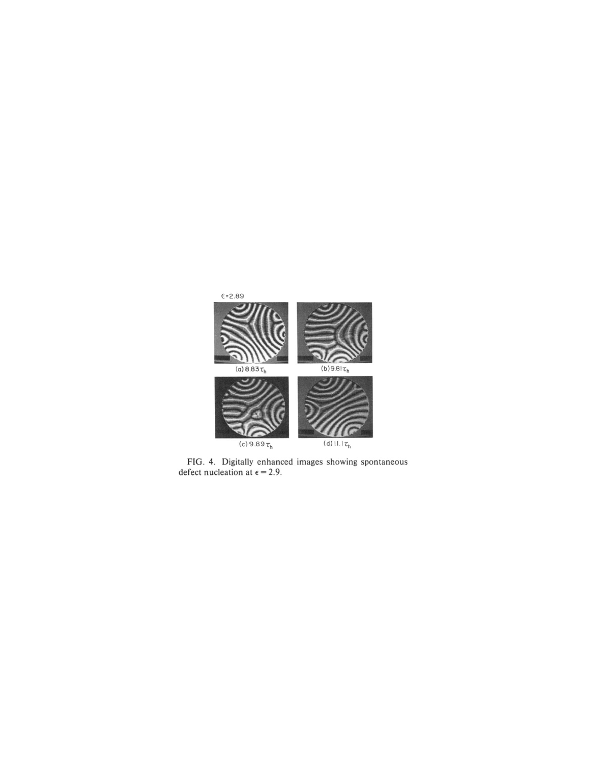$\epsilon=2.89$

(a) $8.83\tau_h$

(b) $9.81\tau_h$

(c) $9.89\tau_h$

(d) $11.1\tau_h$

FIG. 4. Digitally enhanced images showing spontaneous defect nucleation at $\epsilon = 2.9$.